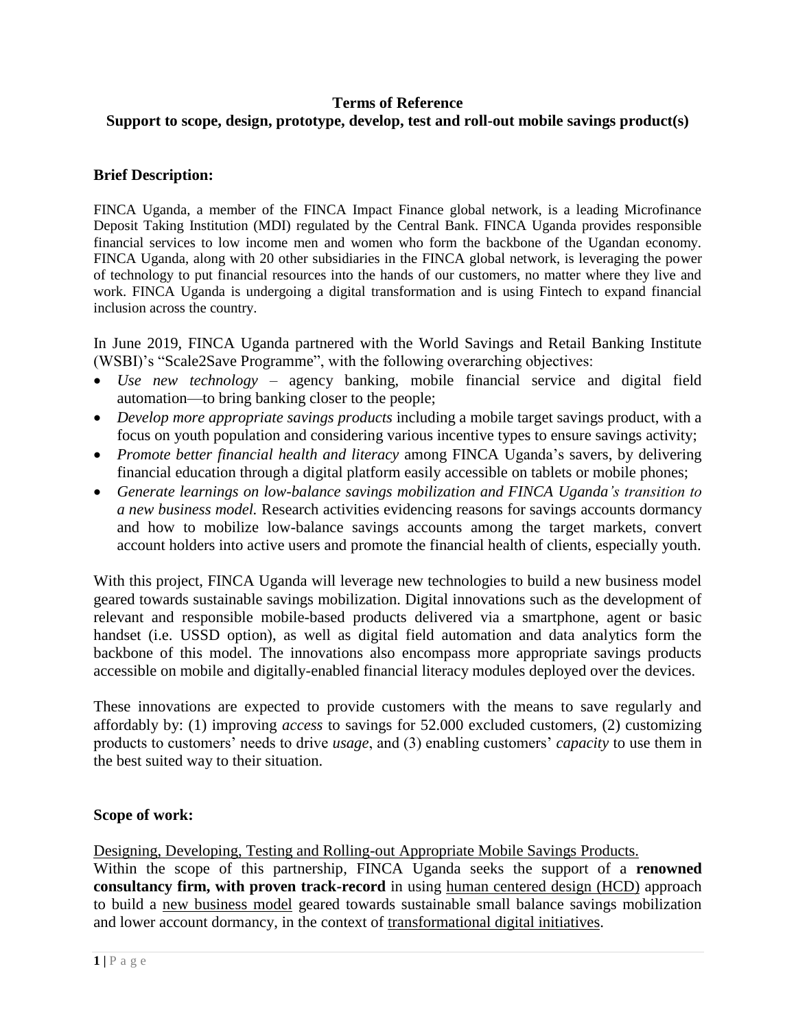**Terms of Reference**
**Support to scope, design, prototype, develop, test and roll-out mobile savings product(s)**

**Brief Description:**

FINCA Uganda, a member of the FINCA Impact Finance global network, is a leading Microfinance Deposit Taking Institution (MDI) regulated by the Central Bank. FINCA Uganda provides responsible financial services to low income men and women who form the backbone of the Ugandan economy. FINCA Uganda, along with 20 other subsidiaries in the FINCA global network, is leveraging the power of technology to put financial resources into the hands of our customers, no matter where they live and work. FINCA Uganda is undergoing a digital transformation and is using Fintech to expand financial inclusion across the country.

In June 2019, FINCA Uganda partnered with the World Savings and Retail Banking Institute (WSBI)'s "Scale2Save Programme", with the following overarching objectives:

- *Use new technology* – agency banking, mobile financial service and digital field automation—to bring banking closer to the people;
- *Develop more appropriate savings products* including a mobile target savings product, with a focus on youth population and considering various incentive types to ensure savings activity;
- *Promote better financial health and literacy* among FINCA Uganda's savers, by delivering financial education through a digital platform easily accessible on tablets or mobile phones;
- *Generate learnings on low-balance savings mobilization and FINCA Uganda's transition to a new business model.* Research activities evidencing reasons for savings accounts dormancy and how to mobilize low-balance savings accounts among the target markets, convert account holders into active users and promote the financial health of clients, especially youth.

With this project, FINCA Uganda will leverage new technologies to build a new business model geared towards sustainable savings mobilization. Digital innovations such as the development of relevant and responsible mobile-based products delivered via a smartphone, agent or basic handset (i.e. USSD option), as well as digital field automation and data analytics form the backbone of this model. The innovations also encompass more appropriate savings products accessible on mobile and digitally-enabled financial literacy modules deployed over the devices.

These innovations are expected to provide customers with the means to save regularly and affordably by: (1) improving *access* to savings for 52.000 excluded customers, (2) customizing products to customers' needs to drive *usage*, and (3) enabling customers' *capacity* to use them in the best suited way to their situation.

**Scope of work:**

<u>Designing, Developing, Testing and Rolling-out Appropriate Mobile Savings Products.</u>
Within the scope of this partnership, FINCA Uganda seeks the support of a **renowned consultancy firm, with proven track-record** in using <u>human centered design (HCD)</u> approach to build a <u>new business model</u> geared towards sustainable small balance savings mobilization and lower account dormancy, in the context of <u>transformational digital initiatives</u>.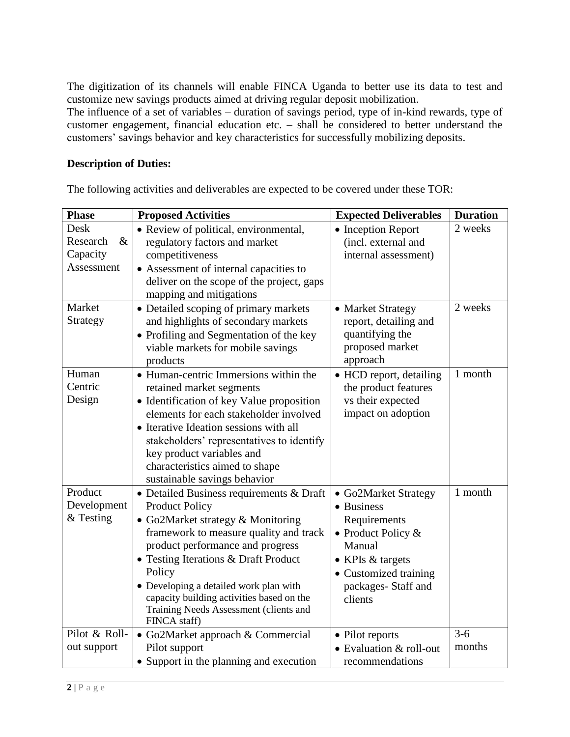The digitization of its channels will enable FINCA Uganda to better use its data to test and customize new savings products aimed at driving regular deposit mobilization.
The influence of a set of variables – duration of savings period, type of in-kind rewards, type of customer engagement, financial education etc. – shall be considered to better understand the customers' savings behavior and key characteristics for successfully mobilizing deposits.

**Description of Duties:**

The following activities and deliverables are expected to be covered under these TOR:

| Phase | Proposed Activities | Expected Deliverables | Duration |
|---|---|---|---|
| Desk Research & Capacity Assessment | • Review of political, environmental, regulatory factors and market competitiveness<br>• Assessment of internal capacities to deliver on the scope of the project, gaps mapping and mitigations | • Inception Report (incl. external and internal assessment) | 2 weeks |
| Market Strategy | • Detailed scoping of primary markets and highlights of secondary markets<br>• Profiling and Segmentation of the key viable markets for mobile savings products | • Market Strategy report, detailing and quantifying the proposed market approach | 2 weeks |
| Human Centric Design | • Human-centric Immersions within the retained market segments<br>• Identification of key Value proposition elements for each stakeholder involved<br>• Iterative Ideation sessions with all stakeholders' representatives to identify key product variables and characteristics aimed to shape sustainable savings behavior | • HCD report, detailing the product features vs their expected impact on adoption | 1 month |
| Product Development & Testing | • Detailed Business requirements & Draft Product Policy<br>• Go2Market strategy & Monitoring framework to measure quality and track product performance and progress<br>• Testing Iterations & Draft Product Policy<br>• Developing a detailed work plan with capacity building activities based on the Training Needs Assessment (clients and FINCA staff) | • Go2Market Strategy<br>• Business Requirements<br>• Product Policy & Manual<br>• KPIs & targets<br>• Customized training packages- Staff and clients | 1 month |
| Pilot & Roll-out support | • Go2Market approach & Commercial Pilot support<br>• Support in the planning and execution | • Pilot reports<br>• Evaluation & roll-out recommendations | 3-6 months |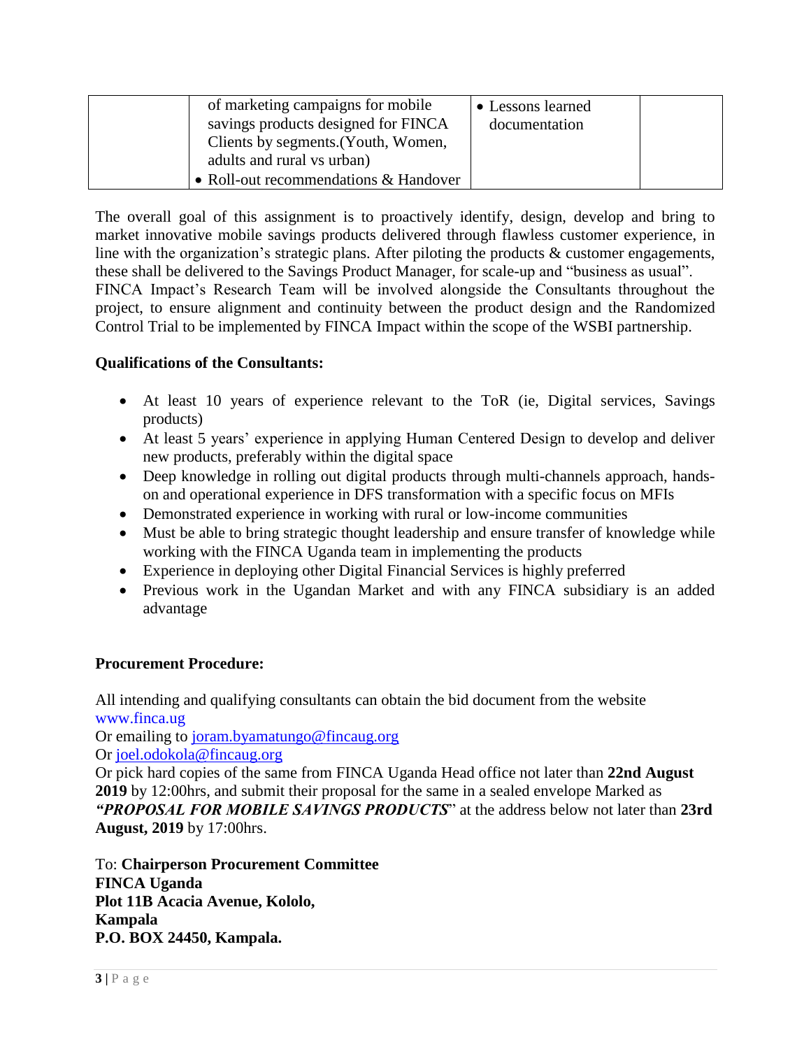| | of marketing campaigns for mobile savings products designed for FINCA Clients by segments.(Youth, Women, adults and rural vs urban)<br>• Roll-out recommendations & Handover | • Lessons learned documentation | |
|---|---|---|---|

The overall goal of this assignment is to proactively identify, design, develop and bring to market innovative mobile savings products delivered through flawless customer experience, in line with the organization's strategic plans. After piloting the products & customer engagements, these shall be delivered to the Savings Product Manager, for scale-up and "business as usual". FINCA Impact's Research Team will be involved alongside the Consultants throughout the project, to ensure alignment and continuity between the product design and the Randomized Control Trial to be implemented by FINCA Impact within the scope of the WSBI partnership.

**Qualifications of the Consultants:**

- At least 10 years of experience relevant to the ToR (ie, Digital services, Savings products)
- At least 5 years' experience in applying Human Centered Design to develop and deliver new products, preferably within the digital space
- Deep knowledge in rolling out digital products through multi-channels approach, hands-on and operational experience in DFS transformation with a specific focus on MFIs
- Demonstrated experience in working with rural or low-income communities
- Must be able to bring strategic thought leadership and ensure transfer of knowledge while working with the FINCA Uganda team in implementing the products
- Experience in deploying other Digital Financial Services is highly preferred
- Previous work in the Ugandan Market and with any FINCA subsidiary is an added advantage

**Procurement Procedure:**

All intending and qualifying consultants can obtain the bid document from the website www.finca.ug
Or emailing to joram.byamatungo@fincaug.org
Or joel.odokola@fincaug.org
Or pick hard copies of the same from FINCA Uganda Head office not later than **22nd August 2019** by 12:00hrs, and submit their proposal for the same in a sealed envelope Marked as ***"PROPOSAL FOR MOBILE SAVINGS PRODUCTS***" at the address below not later than **23rd August, 2019** by 17:00hrs.

To: **Chairperson Procurement Committee**
**FINCA Uganda**
**Plot 11B Acacia Avenue, Kololo,**
**Kampala**
**P.O. BOX 24450, Kampala.**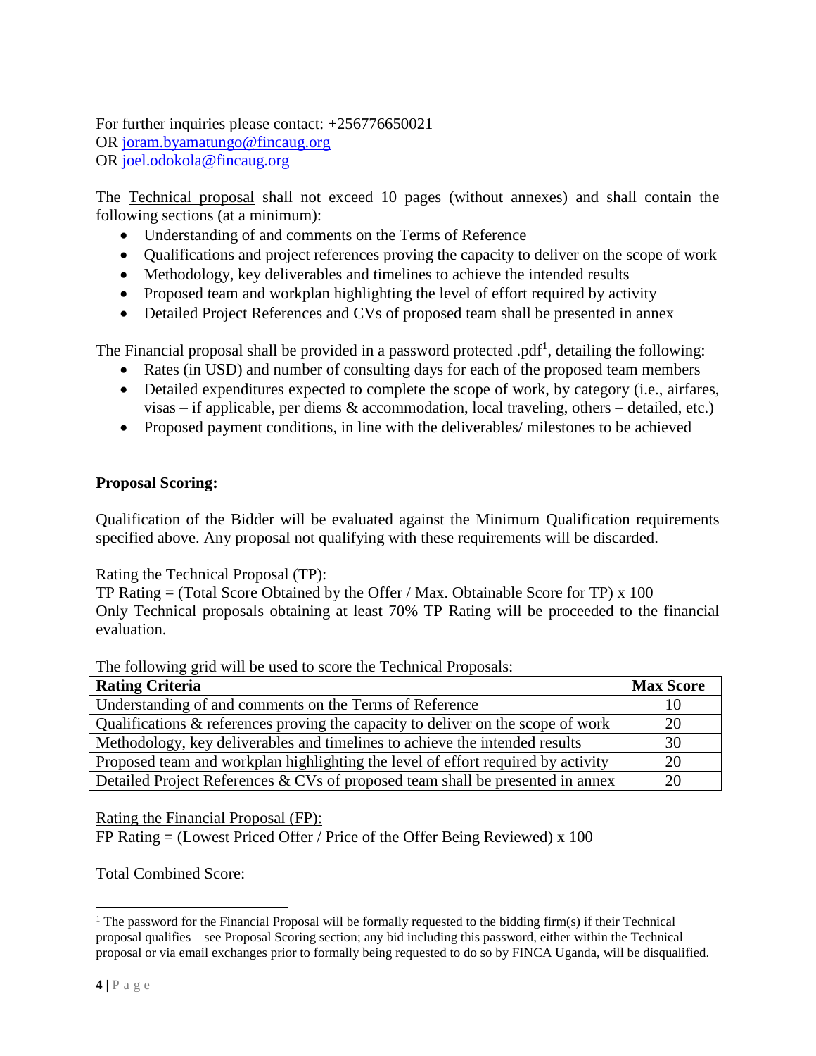For further inquiries please contact: +256776650021  
OR joram.byamatungo@fincaug.org  
OR joel.odokola@fincaug.org

The Technical proposal shall not exceed 10 pages (without annexes) and shall contain the following sections (at a minimum):

- Understanding of and comments on the Terms of Reference
- Qualifications and project references proving the capacity to deliver on the scope of work
- Methodology, key deliverables and timelines to achieve the intended results
- Proposed team and workplan highlighting the level of effort required by activity
- Detailed Project References and CVs of proposed team shall be presented in annex

The Financial proposal shall be provided in a password protected .pdf[1], detailing the following:

- Rates (in USD) and number of consulting days for each of the proposed team members
- Detailed expenditures expected to complete the scope of work, by category (i.e., airfares, visas – if applicable, per diems & accommodation, local traveling, others – detailed, etc.)
- Proposed payment conditions, in line with the deliverables/ milestones to be achieved

**Proposal Scoring:**

Qualification of the Bidder will be evaluated against the Minimum Qualification requirements specified above. Any proposal not qualifying with these requirements will be discarded.

Rating the Technical Proposal (TP):  
TP Rating = (Total Score Obtained by the Offer / Max. Obtainable Score for TP) x 100  
Only Technical proposals obtaining at least 70% TP Rating will be proceeded to the financial evaluation.

The following grid will be used to score the Technical Proposals:

| Rating Criteria | Max Score |
|---|---|
| Understanding of and comments on the Terms of Reference | 10 |
| Qualifications & references proving the capacity to deliver on the scope of work | 20 |
| Methodology, key deliverables and timelines to achieve the intended results | 30 |
| Proposed team and workplan highlighting the level of effort required by activity | 20 |
| Detailed Project References & CVs of proposed team shall be presented in annex | 20 |

Rating the Financial Proposal (FP):  
FP Rating = (Lowest Priced Offer / Price of the Offer Being Reviewed) x 100

Total Combined Score:

[1] The password for the Financial Proposal will be formally requested to the bidding firm(s) if their Technical proposal qualifies – see Proposal Scoring section; any bid including this password, either within the Technical proposal or via email exchanges prior to formally being requested to do so by FINCA Uganda, will be disqualified.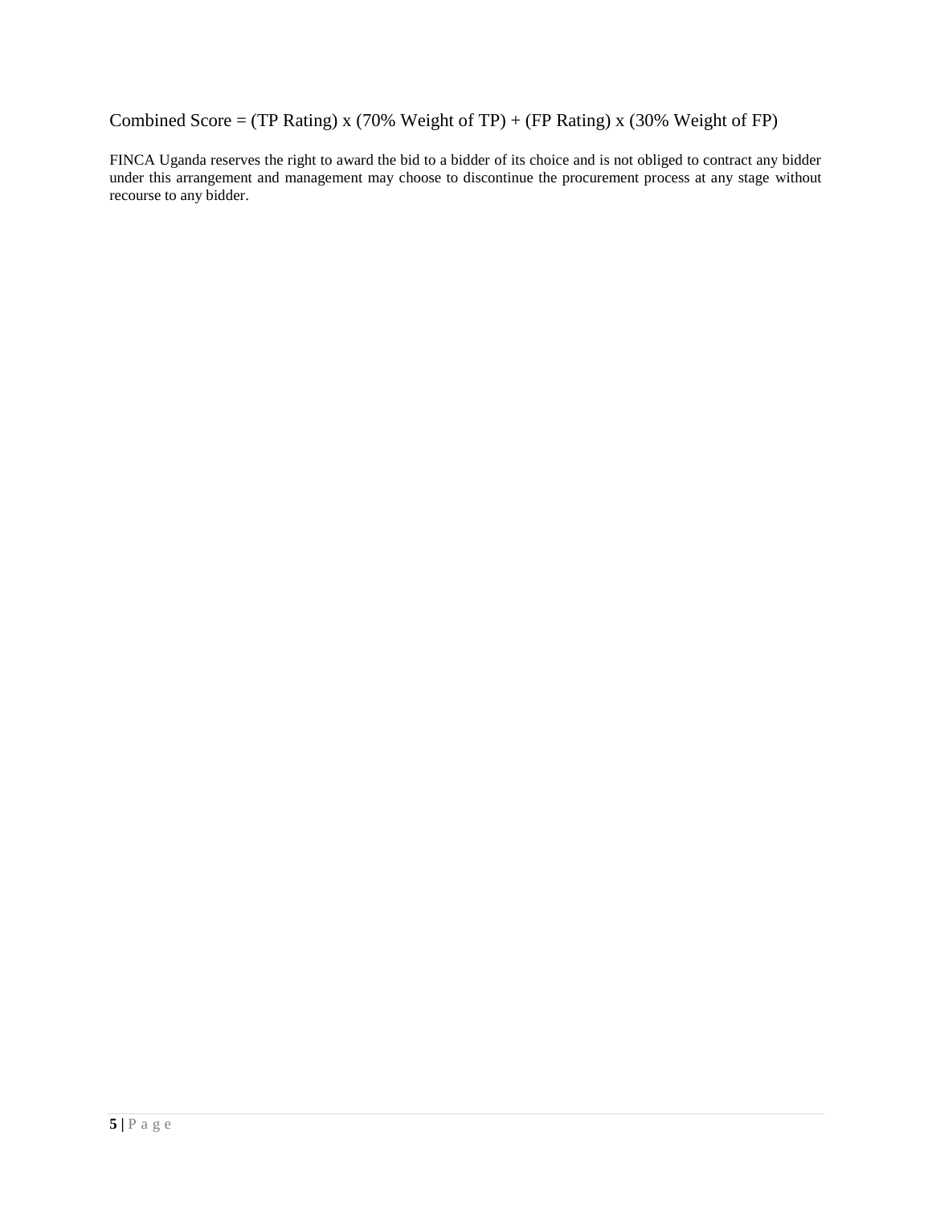Combined Score = (TP Rating) x (70% Weight of TP) + (FP Rating) x (30% Weight of FP)

FINCA Uganda reserves the right to award the bid to a bidder of its choice and is not obliged to contract any bidder under this arrangement and management may choose to discontinue the procurement process at any stage without recourse to any bidder.